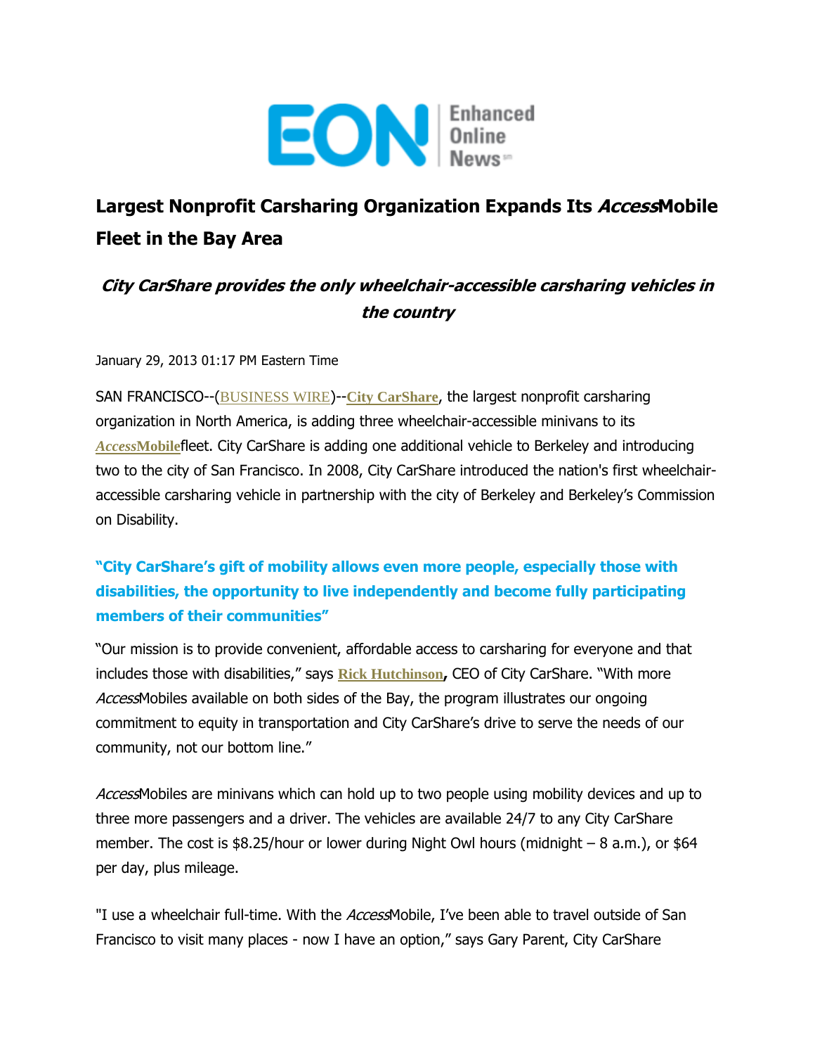# Largest Nonprofit Carsharing Organization Expands Its *Access*Mobile Fleet in the Bay Area

### *City CarShare provides the only wheelchair-accessible carsharing vehicles in the country*

January 29, 2013 01:17 PM Eastern Time

SAN FRANCISCO--(BUSINESS WIRE)--**City CarShare**, the largest nonprofit carsharing organization in North America, is adding three wheelchair-accessible minivans to its ***Access*Mobile**fleet. City CarShare is adding one additional vehicle to Berkeley and introducing two to the city of San Francisco. In 2008, City CarShare introduced the nation's first wheelchair-accessible carsharing vehicle in partnership with the city of Berkeley and Berkeley's Commission on Disability.

**"City CarShare's gift of mobility allows even more people, especially those with disabilities, the opportunity to live independently and become fully participating members of their communities"**

"Our mission is to provide convenient, affordable access to carsharing for everyone and that includes those with disabilities," says **Rick Hutchinson**, CEO of City CarShare. "With more *Access*Mobiles available on both sides of the Bay, the program illustrates our ongoing commitment to equity in transportation and City CarShare's drive to serve the needs of our community, not our bottom line."

*Access*Mobiles are minivans which can hold up to two people using mobility devices and up to three more passengers and a driver. The vehicles are available 24/7 to any City CarShare member. The cost is $8.25/hour or lower during Night Owl hours (midnight – 8 a.m.), or $64 per day, plus mileage.

"I use a wheelchair full-time. With the *Access*Mobile, I've been able to travel outside of San Francisco to visit many places - now I have an option," says Gary Parent, City CarShare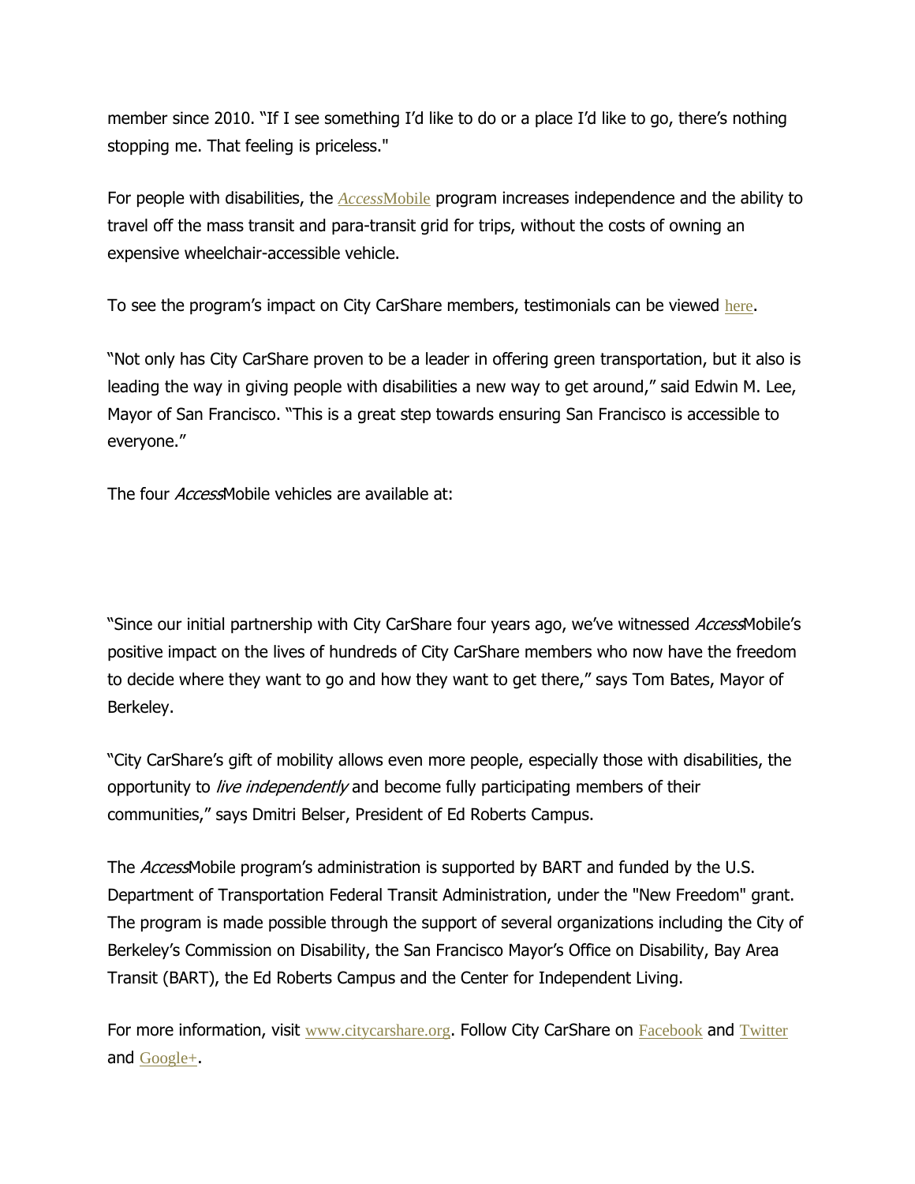member since 2010. "If I see something I'd like to do or a place I'd like to go, there's nothing stopping me. That feeling is priceless."

For people with disabilities, the *Access*Mobile program increases independence and the ability to travel off the mass transit and para-transit grid for trips, without the costs of owning an expensive wheelchair-accessible vehicle.

To see the program's impact on City CarShare members, testimonials can be viewed here.

"Not only has City CarShare proven to be a leader in offering green transportation, but it also is leading the way in giving people with disabilities a new way to get around," said Edwin M. Lee, Mayor of San Francisco. "This is a great step towards ensuring San Francisco is accessible to everyone."

The four *Access*Mobile vehicles are available at:

"Since our initial partnership with City CarShare four years ago, we've witnessed *Access*Mobile's positive impact on the lives of hundreds of City CarShare members who now have the freedom to decide where they want to go and how they want to get there," says Tom Bates, Mayor of Berkeley.

"City CarShare's gift of mobility allows even more people, especially those with disabilities, the opportunity to *live independently* and become fully participating members of their communities," says Dmitri Belser, President of Ed Roberts Campus.

The *Access*Mobile program's administration is supported by BART and funded by the U.S. Department of Transportation Federal Transit Administration, under the "New Freedom" grant. The program is made possible through the support of several organizations including the City of Berkeley's Commission on Disability, the San Francisco Mayor's Office on Disability, Bay Area Transit (BART), the Ed Roberts Campus and the Center for Independent Living.

For more information, visit www.citycarshare.org. Follow City CarShare on Facebook and Twitter and Google+.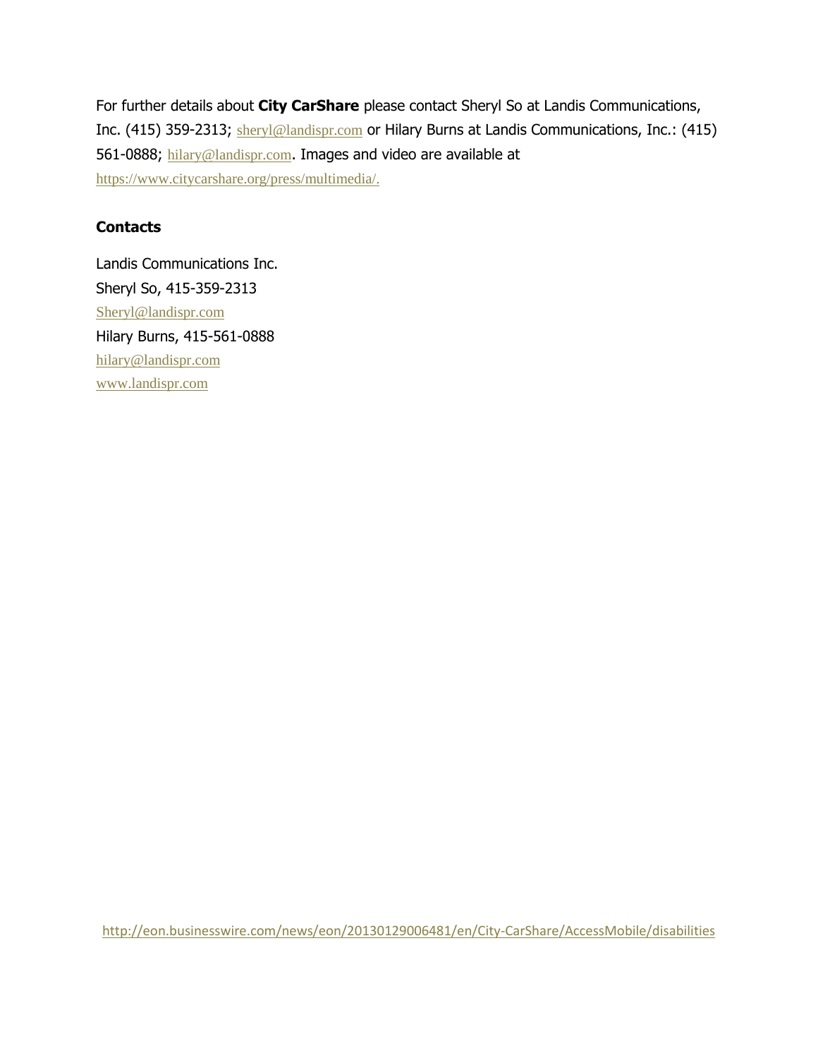For further details about **City CarShare** please contact Sheryl So at Landis Communications, Inc. (415) 359-2313; sheryl@landispr.com or Hilary Burns at Landis Communications, Inc.: (415) 561-0888; hilary@landispr.com. Images and video are available at https://www.citycarshare.org/press/multimedia/.

**Contacts**

Landis Communications Inc.
Sheryl So, 415-359-2313
Sheryl@landispr.com
Hilary Burns, 415-561-0888
hilary@landispr.com
www.landispr.com

http://eon.businesswire.com/news/eon/20130129006481/en/City-CarShare/AccessMobile/disabilities